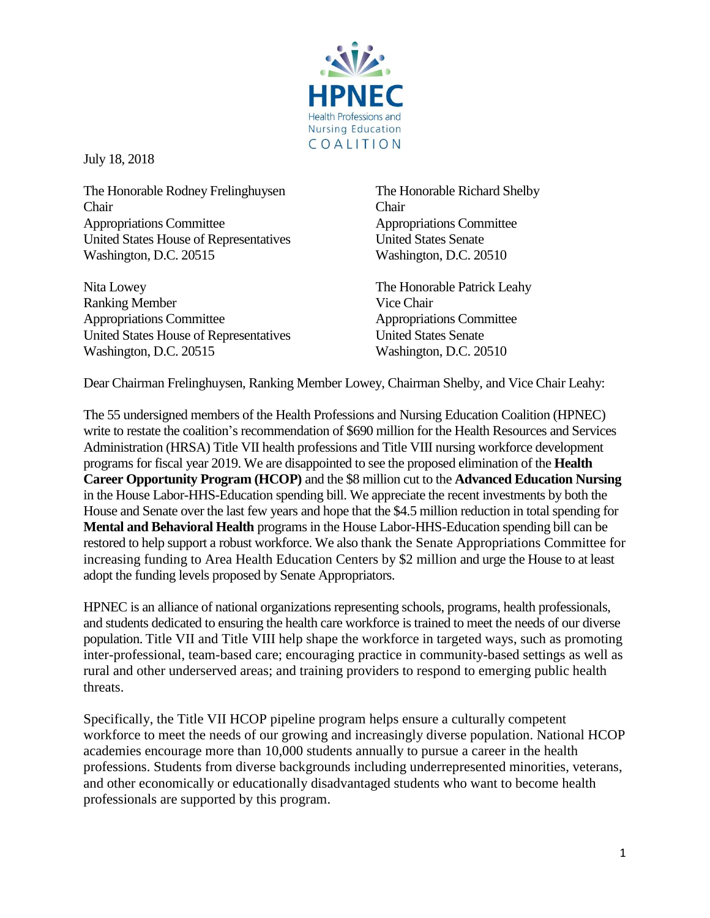HPNEC
Health Professions and Nursing Education COALITION

July 18, 2018

The Honorable Rodney Frelinghuysen
Chair
Appropriations Committee
United States House of Representatives
Washington, D.C. 20515

The Honorable Richard Shelby
Chair
Appropriations Committee
United States Senate
Washington, D.C. 20510

Nita Lowey
Ranking Member
Appropriations Committee
United States House of Representatives
Washington, D.C. 20515

The Honorable Patrick Leahy
Vice Chair
Appropriations Committee
United States Senate
Washington, D.C. 20510

Dear Chairman Frelinghuysen, Ranking Member Lowey, Chairman Shelby, and Vice Chair Leahy:

The 55 undersigned members of the Health Professions and Nursing Education Coalition (HPNEC) write to restate the coalition's recommendation of $690 million for the Health Resources and Services Administration (HRSA) Title VII health professions and Title VIII nursing workforce development programs for fiscal year 2019. We are disappointed to see the proposed elimination of the **Health Career Opportunity Program (HCOP)** and the $8 million cut to the **Advanced Education Nursing** in the House Labor-HHS-Education spending bill. We appreciate the recent investments by both the House and Senate over the last few years and hope that the $4.5 million reduction in total spending for **Mental and Behavioral Health** programs in the House Labor-HHS-Education spending bill can be restored to help support a robust workforce. We also thank the Senate Appropriations Committee for increasing funding to Area Health Education Centers by $2 million and urge the House to at least adopt the funding levels proposed by Senate Appropriators.

HPNEC is an alliance of national organizations representing schools, programs, health professionals, and students dedicated to ensuring the health care workforce is trained to meet the needs of our diverse population. Title VII and Title VIII help shape the workforce in targeted ways, such as promoting inter-professional, team-based care; encouraging practice in community-based settings as well as rural and other underserved areas; and training providers to respond to emerging public health threats.

Specifically, the Title VII HCOP pipeline program helps ensure a culturally competent workforce to meet the needs of our growing and increasingly diverse population. National HCOP academies encourage more than 10,000 students annually to pursue a career in the health professions. Students from diverse backgrounds including underrepresented minorities, veterans, and other economically or educationally disadvantaged students who want to become health professionals are supported by this program.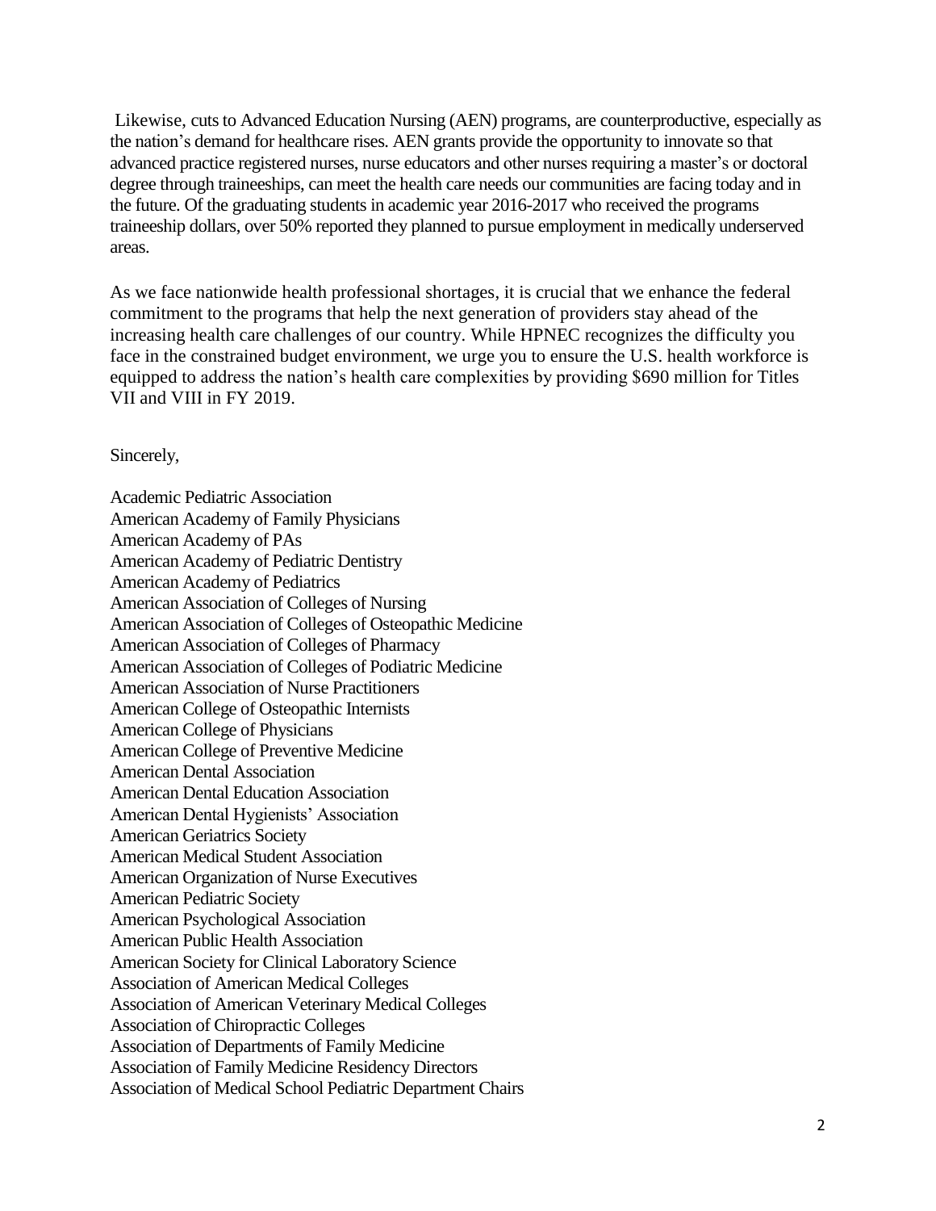Likewise, cuts to Advanced Education Nursing (AEN) programs, are counterproductive, especially as the nation's demand for healthcare rises. AEN grants provide the opportunity to innovate so that advanced practice registered nurses, nurse educators and other nurses requiring a master's or doctoral degree through traineeships, can meet the health care needs our communities are facing today and in the future. Of the graduating students in academic year 2016-2017 who received the programs traineeship dollars, over 50% reported they planned to pursue employment in medically underserved areas.

As we face nationwide health professional shortages, it is crucial that we enhance the federal commitment to the programs that help the next generation of providers stay ahead of the increasing health care challenges of our country. While HPNEC recognizes the difficulty you face in the constrained budget environment, we urge you to ensure the U.S. health workforce is equipped to address the nation's health care complexities by providing $690 million for Titles VII and VIII in FY 2019.

Sincerely,

Academic Pediatric Association
American Academy of Family Physicians
American Academy of PAs
American Academy of Pediatric Dentistry
American Academy of Pediatrics
American Association of Colleges of Nursing
American Association of Colleges of Osteopathic Medicine
American Association of Colleges of Pharmacy
American Association of Colleges of Podiatric Medicine
American Association of Nurse Practitioners
American College of Osteopathic Internists
American College of Physicians
American College of Preventive Medicine
American Dental Association
American Dental Education Association
American Dental Hygienists' Association
American Geriatrics Society
American Medical Student Association
American Organization of Nurse Executives
American Pediatric Society
American Psychological Association
American Public Health Association
American Society for Clinical Laboratory Science
Association of American Medical Colleges
Association of American Veterinary Medical Colleges
Association of Chiropractic Colleges
Association of Departments of Family Medicine
Association of Family Medicine Residency Directors
Association of Medical School Pediatric Department Chairs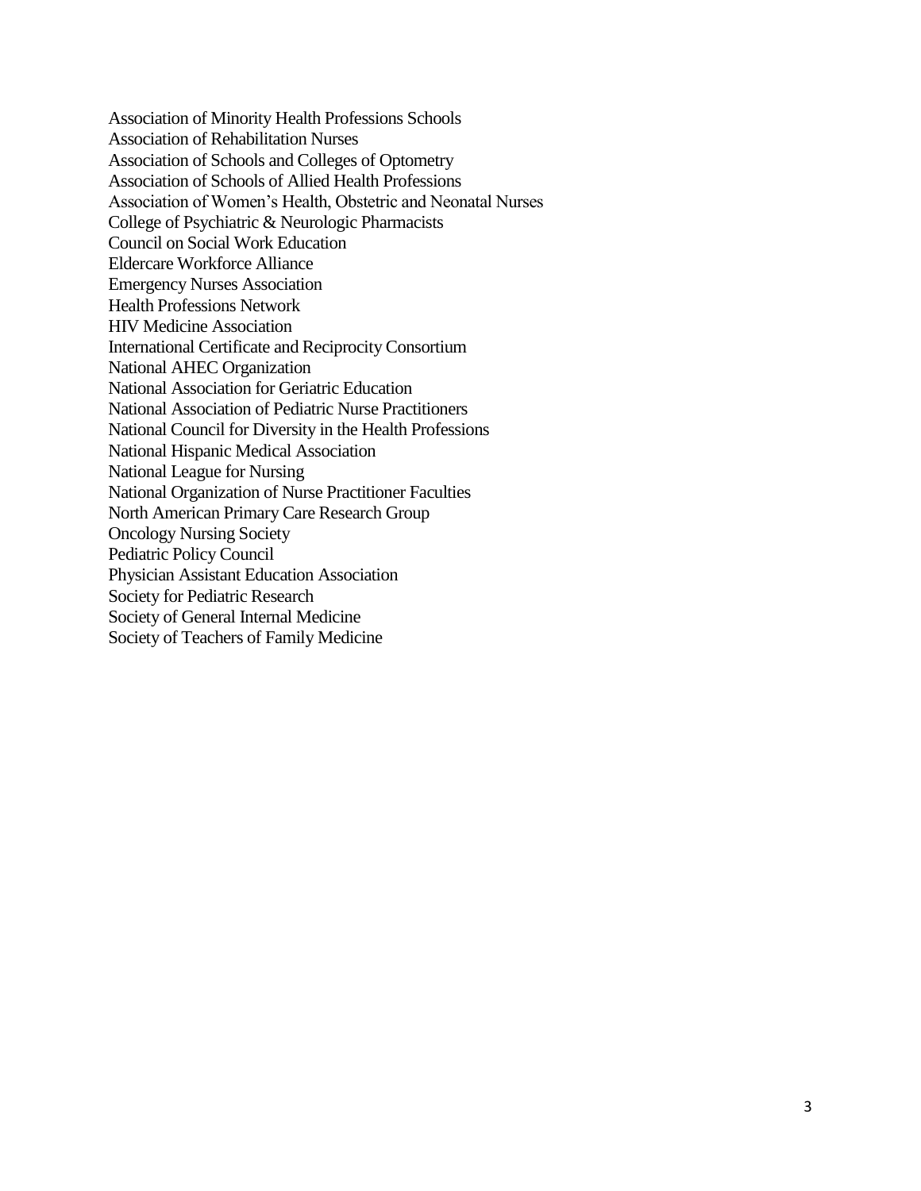Association of Minority Health Professions Schools
Association of Rehabilitation Nurses
Association of Schools and Colleges of Optometry
Association of Schools of Allied Health Professions
Association of Women's Health, Obstetric and Neonatal Nurses
College of Psychiatric & Neurologic Pharmacists
Council on Social Work Education
Eldercare Workforce Alliance
Emergency Nurses Association
Health Professions Network
HIV Medicine Association
International Certificate and Reciprocity Consortium
National AHEC Organization
National Association for Geriatric Education
National Association of Pediatric Nurse Practitioners
National Council for Diversity in the Health Professions
National Hispanic Medical Association
National League for Nursing
National Organization of Nurse Practitioner Faculties
North American Primary Care Research Group
Oncology Nursing Society
Pediatric Policy Council
Physician Assistant Education Association
Society for Pediatric Research
Society of General Internal Medicine
Society of Teachers of Family Medicine